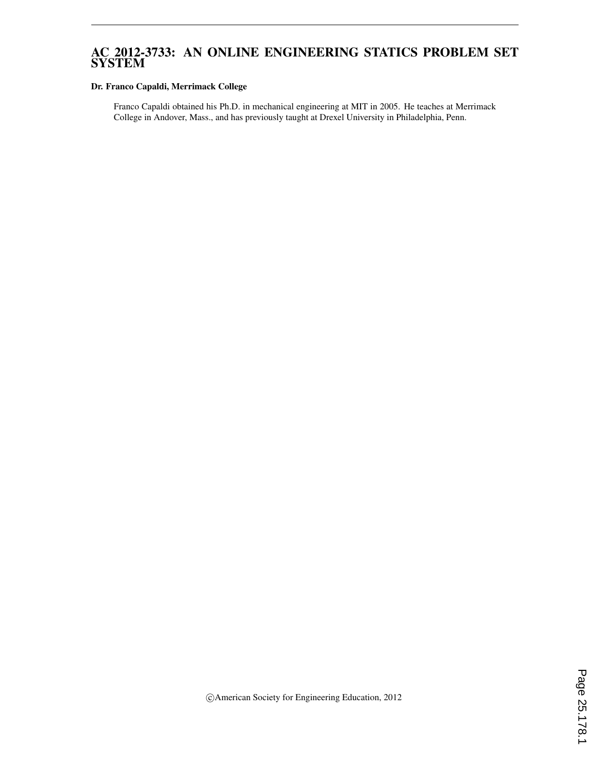# AC 2012-3733: AN ONLINE ENGINEERING STATICS PROBLEM SET SYSTEM

**Dr. Franco Capaldi, Merrimack College**

Franco Capaldi obtained his Ph.D. in mechanical engineering at MIT in 2005. He teaches at Merrimack College in Andover, Mass., and has previously taught at Drexel University in Philadelphia, Penn.

©American Society for Engineering Education, 2012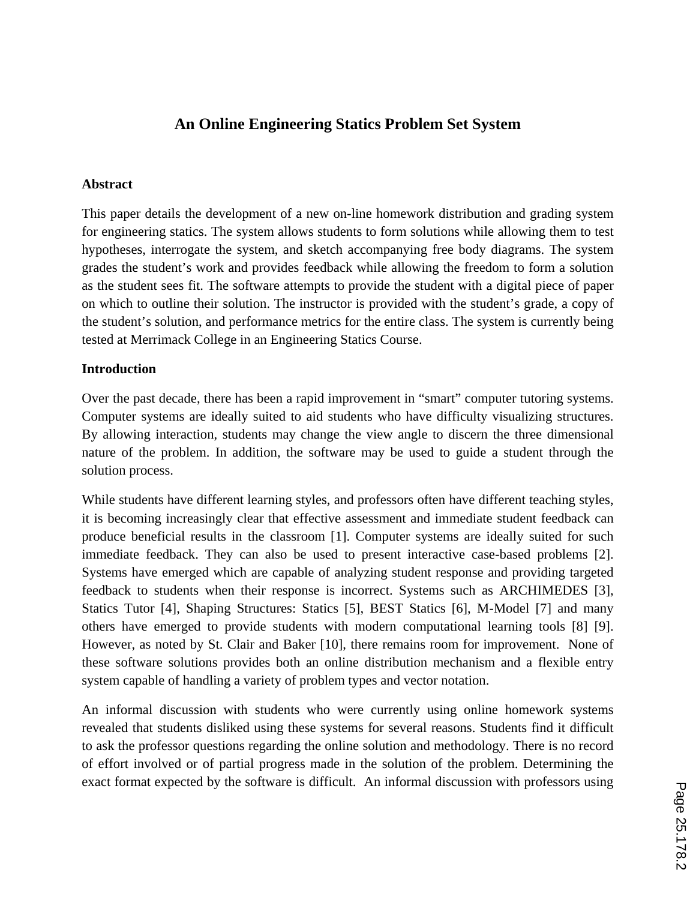# An Online Engineering Statics Problem Set System

## Abstract

This paper details the development of a new on-line homework distribution and grading system for engineering statics. The system allows students to form solutions while allowing them to test hypotheses, interrogate the system, and sketch accompanying free body diagrams. The system grades the student's work and provides feedback while allowing the freedom to form a solution as the student sees fit. The software attempts to provide the student with a digital piece of paper on which to outline their solution. The instructor is provided with the student's grade, a copy of the student's solution, and performance metrics for the entire class. The system is currently being tested at Merrimack College in an Engineering Statics Course.

## Introduction

Over the past decade, there has been a rapid improvement in "smart" computer tutoring systems. Computer systems are ideally suited to aid students who have difficulty visualizing structures. By allowing interaction, students may change the view angle to discern the three dimensional nature of the problem. In addition, the software may be used to guide a student through the solution process.

While students have different learning styles, and professors often have different teaching styles, it is becoming increasingly clear that effective assessment and immediate student feedback can produce beneficial results in the classroom [1]. Computer systems are ideally suited for such immediate feedback. They can also be used to present interactive case-based problems [2]. Systems have emerged which are capable of analyzing student response and providing targeted feedback to students when their response is incorrect. Systems such as ARCHIMEDES [3], Statics Tutor [4], Shaping Structures: Statics [5], BEST Statics [6], M-Model [7] and many others have emerged to provide students with modern computational learning tools [8] [9]. However, as noted by St. Clair and Baker [10], there remains room for improvement. None of these software solutions provides both an online distribution mechanism and a flexible entry system capable of handling a variety of problem types and vector notation.

An informal discussion with students who were currently using online homework systems revealed that students disliked using these systems for several reasons. Students find it difficult to ask the professor questions regarding the online solution and methodology. There is no record of effort involved or of partial progress made in the solution of the problem. Determining the exact format expected by the software is difficult. An informal discussion with professors using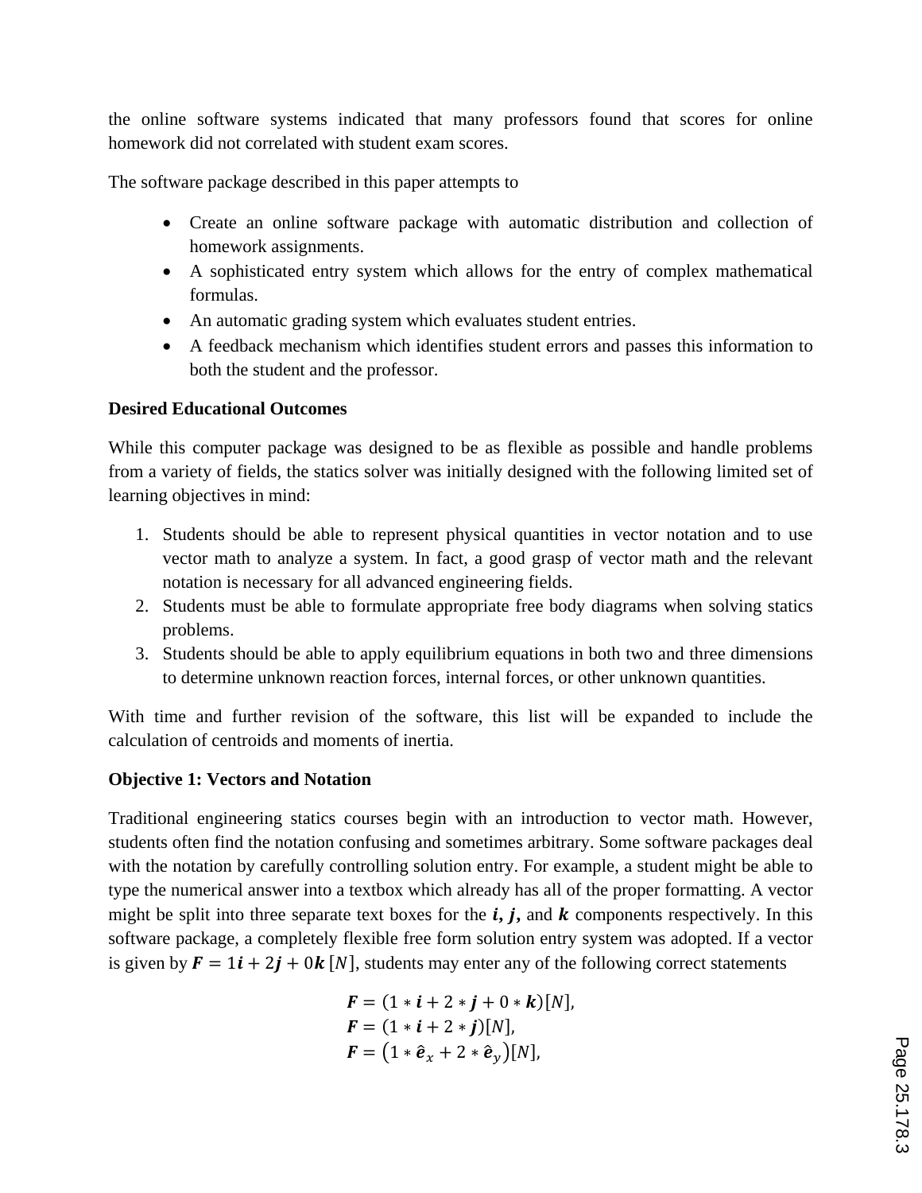the online software systems indicated that many professors found that scores for online homework did not correlated with student exam scores.

The software package described in this paper attempts to

- Create an online software package with automatic distribution and collection of homework assignments.
- A sophisticated entry system which allows for the entry of complex mathematical formulas.
- An automatic grading system which evaluates student entries.
- A feedback mechanism which identifies student errors and passes this information to both the student and the professor.

**Desired Educational Outcomes**

While this computer package was designed to be as flexible as possible and handle problems from a variety of fields, the statics solver was initially designed with the following limited set of learning objectives in mind:

1. Students should be able to represent physical quantities in vector notation and to use vector math to analyze a system. In fact, a good grasp of vector math and the relevant notation is necessary for all advanced engineering fields.
2. Students must be able to formulate appropriate free body diagrams when solving statics problems.
3. Students should be able to apply equilibrium equations in both two and three dimensions to determine unknown reaction forces, internal forces, or other unknown quantities.

With time and further revision of the software, this list will be expanded to include the calculation of centroids and moments of inertia.

**Objective 1: Vectors and Notation**

Traditional engineering statics courses begin with an introduction to vector math. However, students often find the notation confusing and sometimes arbitrary. Some software packages deal with the notation by carefully controlling solution entry. For example, a student might be able to type the numerical answer into a textbox which already has all of the proper formatting. A vector might be split into three separate text boxes for the $\boldsymbol{i}, \boldsymbol{j},$ and $\boldsymbol{k}$ components respectively. In this software package, a completely flexible free form solution entry system was adopted. If a vector is given by $\boldsymbol{F} = 1\boldsymbol{i} + 2\boldsymbol{j} + 0\boldsymbol{k}\ [N]$, students may enter any of the following correct statements

$$\boldsymbol{F} = (1 * \boldsymbol{i} + 2 * \boldsymbol{j} + 0 * \boldsymbol{k})[N],$$
$$\boldsymbol{F} = (1 * \boldsymbol{i} + 2 * \boldsymbol{j})[N],$$
$$\boldsymbol{F} = \left(1 * \hat{\boldsymbol{e}}_x + 2 * \hat{\boldsymbol{e}}_y\right)[N],$$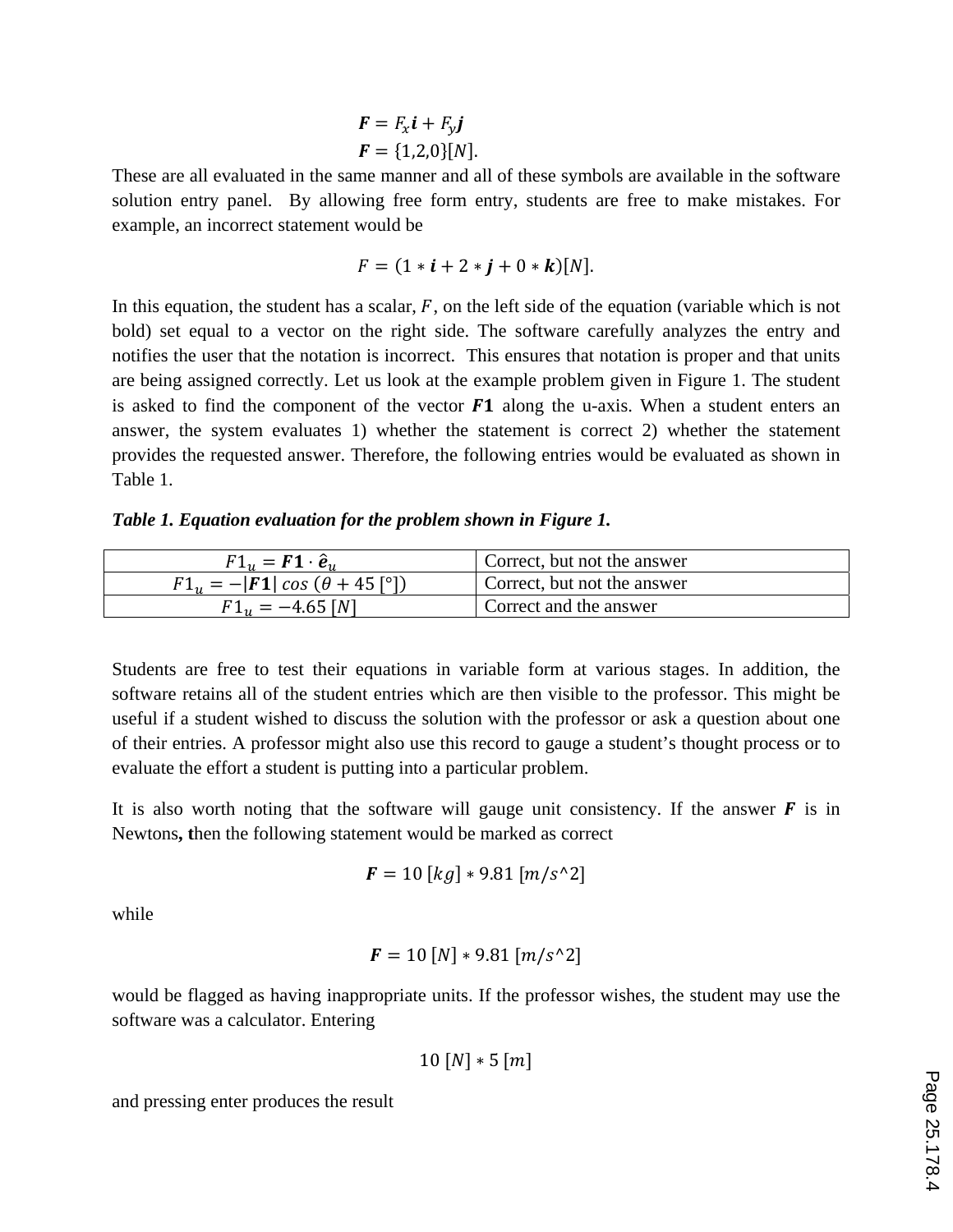$$\boldsymbol{F} = F_x \boldsymbol{i} + F_y \boldsymbol{j}$$

$$\boldsymbol{F} = \{1,2,0\}[N].$$

These are all evaluated in the same manner and all of these symbols are available in the software solution entry panel. By allowing free form entry, students are free to make mistakes. For example, an incorrect statement would be

$$F = (1 * \boldsymbol{i} + 2 * \boldsymbol{j} + 0 * \boldsymbol{k})[N].$$

In this equation, the student has a scalar, $F$, on the left side of the equation (variable which is not bold) set equal to a vector on the right side. The software carefully analyzes the entry and notifies the user that the notation is incorrect. This ensures that notation is proper and that units are being assigned correctly. Let us look at the example problem given in Figure 1. The student is asked to find the component of the vector $\boldsymbol{F1}$ along the u-axis. When a student enters an answer, the system evaluates 1) whether the statement is correct 2) whether the statement provides the requested answer. Therefore, the following entries would be evaluated as shown in Table 1.

***Table 1. Equation evaluation for the problem shown in Figure 1.***

| | |
|---|---|
| $F1_u = \boldsymbol{F1} \cdot \hat{\boldsymbol{e}}_u$ | Correct, but not the answer |
| $F1_u = -\lvert\boldsymbol{F1}\rvert \cos(\theta + 45 [°])$ | Correct, but not the answer |
| $F1_u = -4.65 [N]$ | Correct and the answer |

Students are free to test their equations in variable form at various stages. In addition, the software retains all of the student entries which are then visible to the professor. This might be useful if a student wished to discuss the solution with the professor or ask a question about one of their entries. A professor might also use this record to gauge a student's thought process or to evaluate the effort a student is putting into a particular problem.

It is also worth noting that the software will gauge unit consistency. If the answer $\boldsymbol{F}$ is in Newtons**, t**hen the following statement would be marked as correct

$$\boldsymbol{F} = 10\,[kg] * 9.81\,[m/s\text{^}2]$$

while

$$\boldsymbol{F} = 10\,[N] * 9.81\,[m/s\text{^}2]$$

would be flagged as having inappropriate units. If the professor wishes, the student may use the software was a calculator. Entering

$$10\,[N] * 5\,[m]$$

and pressing enter produces the result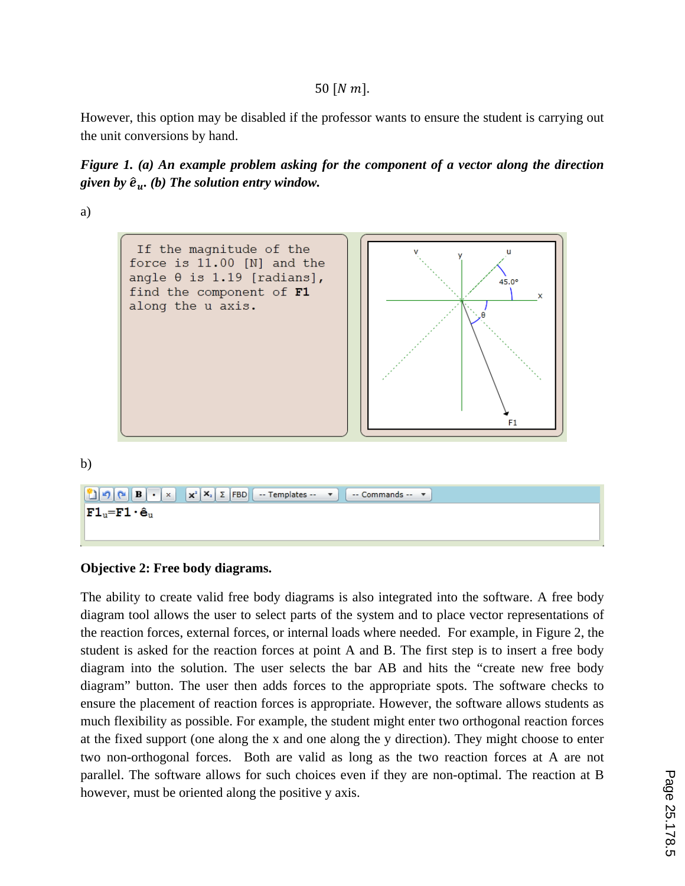$$50\ [N\ m].$$

However, this option may be disabled if the professor wants to ensure the student is carrying out the unit conversions by hand.

***Figure 1. (a) An example problem asking for the component of a vector along the direction given by $\hat{e}_u$. (b) The solution entry window.***

a)

If the magnitude of the force is 11.00 [N] and the angle θ is 1.19 [radians], find the component of **F1** along the u axis.

b)

$F1_u = F1 \cdot \hat{e}_u$

**Objective 2: Free body diagrams.**

The ability to create valid free body diagrams is also integrated into the software. A free body diagram tool allows the user to select parts of the system and to place vector representations of the reaction forces, external forces, or internal loads where needed. For example, in Figure 2, the student is asked for the reaction forces at point A and B. The first step is to insert a free body diagram into the solution. The user selects the bar AB and hits the "create new free body diagram" button. The user then adds forces to the appropriate spots. The software checks to ensure the placement of reaction forces is appropriate. However, the software allows students as much flexibility as possible. For example, the student might enter two orthogonal reaction forces at the fixed support (one along the x and one along the y direction). They might choose to enter two non-orthogonal forces. Both are valid as long as the two reaction forces at A are not parallel. The software allows for such choices even if they are non-optimal. The reaction at B however, must be oriented along the positive y axis.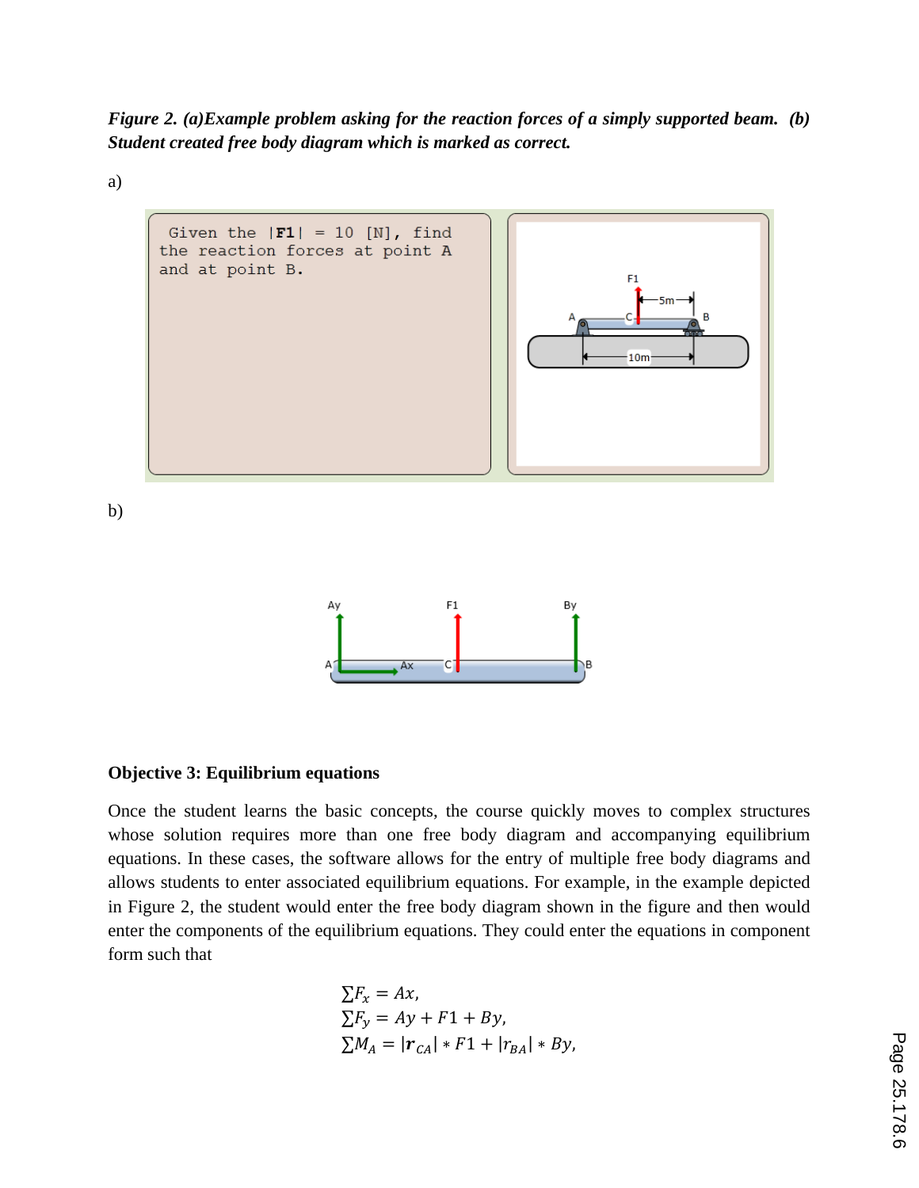*__Figure 2. (a)Example problem asking for the reaction forces of a simply supported beam. (b) Student created free body diagram which is marked as correct.__*

a)

b)

**Objective 3: Equilibrium equations**

Once the student learns the basic concepts, the course quickly moves to complex structures whose solution requires more than one free body diagram and accompanying equilibrium equations. In these cases, the software allows for the entry of multiple free body diagrams and allows students to enter associated equilibrium equations. For example, in the example depicted in Figure 2, the student would enter the free body diagram shown in the figure and then would enter the components of the equilibrium equations. They could enter the equations in component form such that

$$\sum F_x = Ax,$$
$$\sum F_y = Ay + F1 + By,$$
$$\sum M_A = |\boldsymbol{r}_{CA}| * F1 + |r_{BA}| * By,$$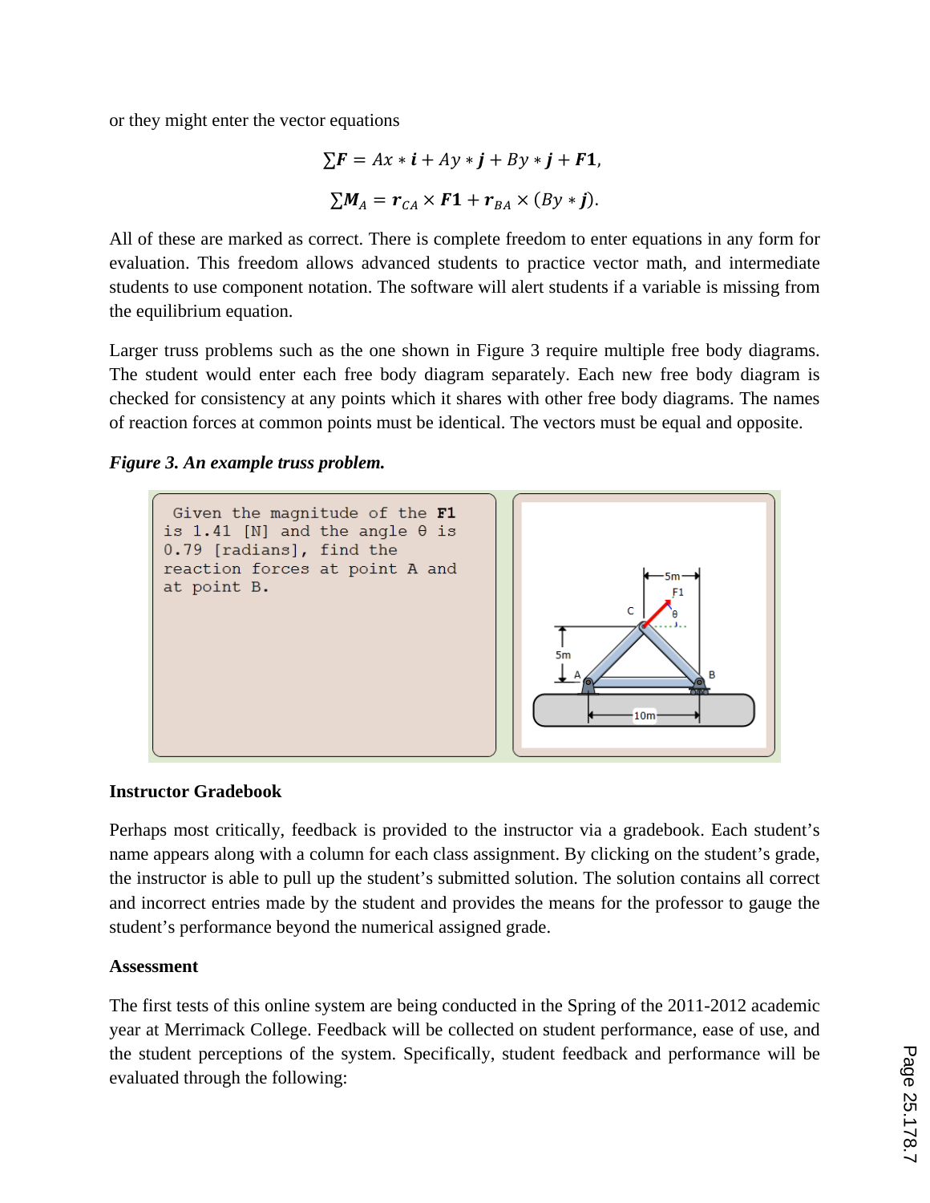or they might enter the vector equations

$$\sum \boldsymbol{F} = Ax * \boldsymbol{i} + Ay * \boldsymbol{j} + By * \boldsymbol{j} + \boldsymbol{F1},$$

$$\sum \boldsymbol{M}_A = \boldsymbol{r}_{CA} \times \boldsymbol{F1} + \boldsymbol{r}_{BA} \times (By * \boldsymbol{j}).$$

All of these are marked as correct. There is complete freedom to enter equations in any form for evaluation. This freedom allows advanced students to practice vector math, and intermediate students to use component notation. The software will alert students if a variable is missing from the equilibrium equation.

Larger truss problems such as the one shown in Figure 3 require multiple free body diagrams. The student would enter each free body diagram separately. Each new free body diagram is checked for consistency at any points which it shares with other free body diagrams. The names of reaction forces at common points must be identical. The vectors must be equal and opposite.

***Figure 3. An example truss problem.***

```
Given the magnitude of the F1
is 1.41 [N] and the angle θ is
0.79 [radians], find the
reaction forces at point A and
at point B.
```

### Instructor Gradebook

Perhaps most critically, feedback is provided to the instructor via a gradebook. Each student's name appears along with a column for each class assignment. By clicking on the student's grade, the instructor is able to pull up the student's submitted solution. The solution contains all correct and incorrect entries made by the student and provides the means for the professor to gauge the student's performance beyond the numerical assigned grade.

### Assessment

The first tests of this online system are being conducted in the Spring of the 2011-2012 academic year at Merrimack College. Feedback will be collected on student performance, ease of use, and the student perceptions of the system. Specifically, student feedback and performance will be evaluated through the following: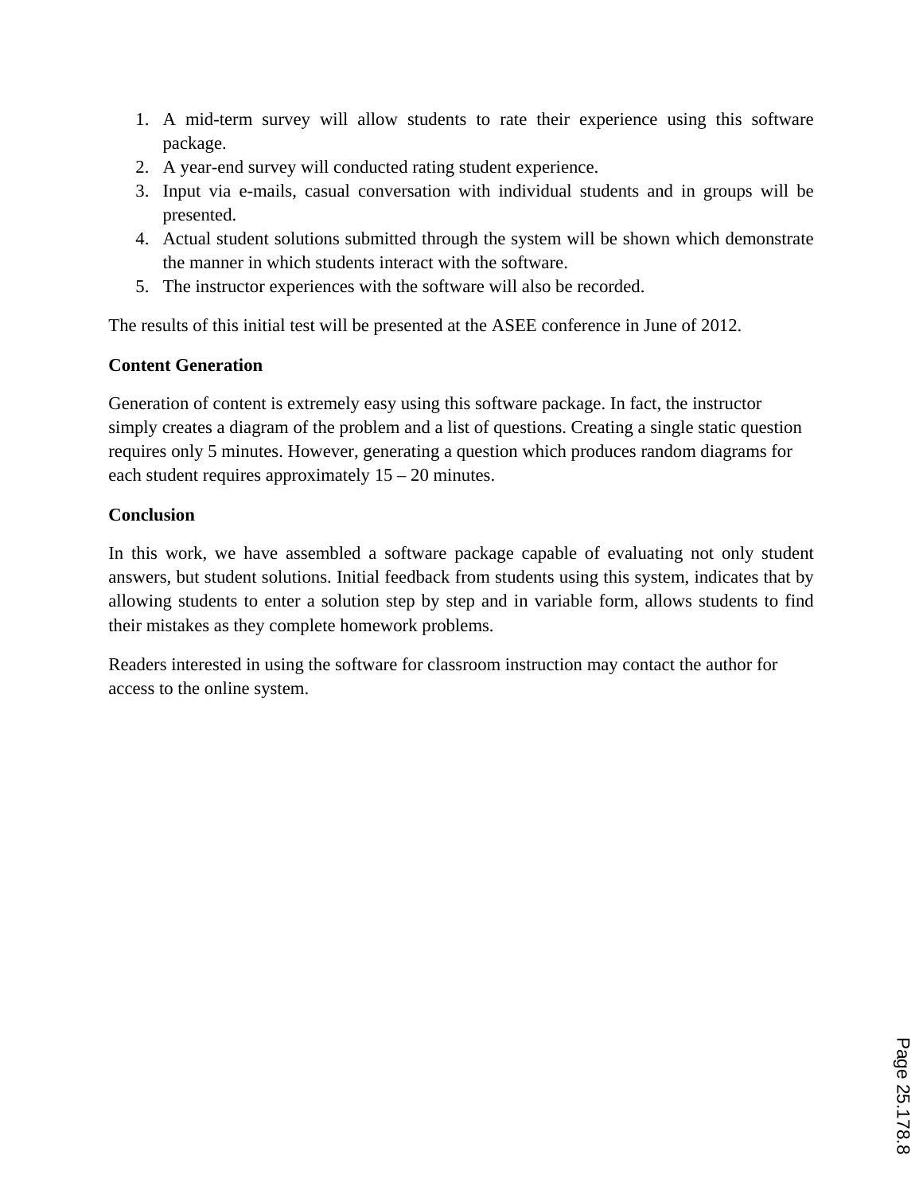1. A mid-term survey will allow students to rate their experience using this software package.
2. A year-end survey will conducted rating student experience.
3. Input via e-mails, casual conversation with individual students and in groups will be presented.
4. Actual student solutions submitted through the system will be shown which demonstrate the manner in which students interact with the software.
5. The instructor experiences with the software will also be recorded.

The results of this initial test will be presented at the ASEE conference in June of 2012.

**Content Generation**

Generation of content is extremely easy using this software package. In fact, the instructor simply creates a diagram of the problem and a list of questions. Creating a single static question requires only 5 minutes. However, generating a question which produces random diagrams for each student requires approximately 15 – 20 minutes.

**Conclusion**

In this work, we have assembled a software package capable of evaluating not only student answers, but student solutions. Initial feedback from students using this system, indicates that by allowing students to enter a solution step by step and in variable form, allows students to find their mistakes as they complete homework problems.

Readers interested in using the software for classroom instruction may contact the author for access to the online system.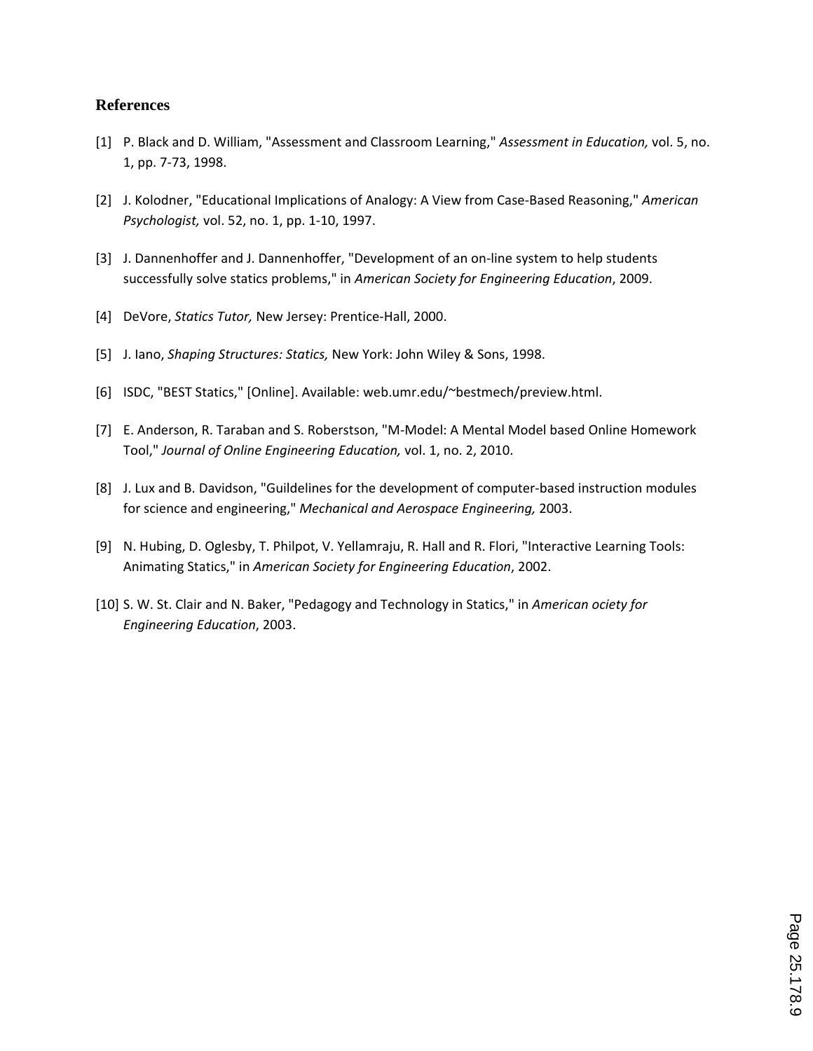## References

[1] P. Black and D. William, "Assessment and Classroom Learning," *Assessment in Education,* vol. 5, no. 1, pp. 7-73, 1998.

[2] J. Kolodner, "Educational Implications of Analogy: A View from Case-Based Reasoning," *American Psychologist,* vol. 52, no. 1, pp. 1-10, 1997.

[3] J. Dannenhoffer and J. Dannenhoffer, "Development of an on-line system to help students successfully solve statics problems," in *American Society for Engineering Education*, 2009.

[4] DeVore, *Statics Tutor,* New Jersey: Prentice-Hall, 2000.

[5] J. Iano, *Shaping Structures: Statics,* New York: John Wiley & Sons, 1998.

[6] ISDC, "BEST Statics," [Online]. Available: web.umr.edu/~bestmech/preview.html.

[7] E. Anderson, R. Taraban and S. Roberstson, "M-Model: A Mental Model based Online Homework Tool," *Journal of Online Engineering Education,* vol. 1, no. 2, 2010.

[8] J. Lux and B. Davidson, "Guildelines for the development of computer-based instruction modules for science and engineering," *Mechanical and Aerospace Engineering,* 2003.

[9] N. Hubing, D. Oglesby, T. Philpot, V. Yellamraju, R. Hall and R. Flori, "Interactive Learning Tools: Animating Statics," in *American Society for Engineering Education*, 2002.

[10] S. W. St. Clair and N. Baker, "Pedagogy and Technology in Statics," in *American ociety for Engineering Education*, 2003.